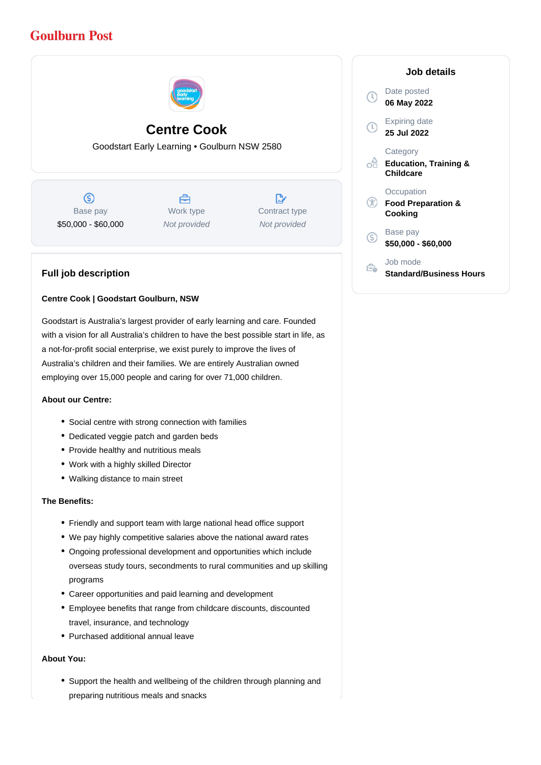Goulburn Post

# Centre Cook

Goodstart Early Learning • Goulburn NSW 2580

| Base pay | Work type | Contract type |
|---|---|---|
| $50,000 - $60,000 | *Not provided* | *Not provided* |

## Job details

Date posted
**06 May 2022**

Expiring date
**25 Jul 2022**

Category
**Education, Training & Childcare**

Occupation
**Food Preparation & Cooking**

Base pay
**$50,000 - $60,000**

Job mode
**Standard/Business Hours**

## Full job description

**Centre Cook | Goodstart Goulburn, NSW**

Goodstart is Australia's largest provider of early learning and care. Founded with a vision for all Australia's children to have the best possible start in life, as a not-for-profit social enterprise, we exist purely to improve the lives of Australia's children and their families. We are entirely Australian owned employing over 15,000 people and caring for over 71,000 children.

**About our Centre:**

- Social centre with strong connection with families
- Dedicated veggie patch and garden beds
- Provide healthy and nutritious meals
- Work with a highly skilled Director
- Walking distance to main street

**The Benefits:**

- Friendly and support team with large national head office support
- We pay highly competitive salaries above the national award rates
- Ongoing professional development and opportunities which include overseas study tours, secondments to rural communities and up skilling programs
- Career opportunities and paid learning and development
- Employee benefits that range from childcare discounts, discounted travel, insurance, and technology
- Purchased additional annual leave

**About You:**

- Support the health and wellbeing of the children through planning and preparing nutritious meals and snacks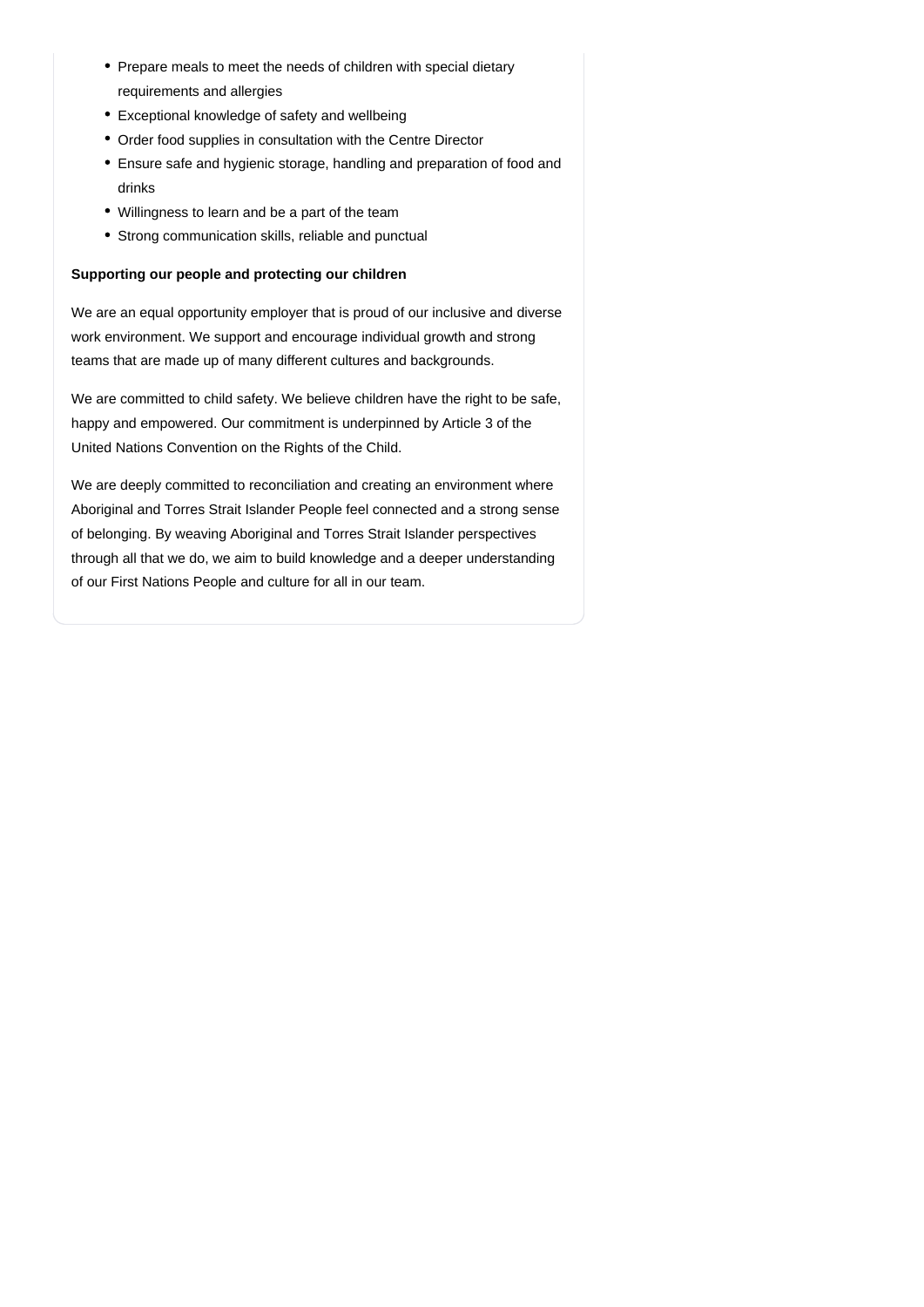- Prepare meals to meet the needs of children with special dietary requirements and allergies
- Exceptional knowledge of safety and wellbeing
- Order food supplies in consultation with the Centre Director
- Ensure safe and hygienic storage, handling and preparation of food and drinks
- Willingness to learn and be a part of the team
- Strong communication skills, reliable and punctual

**Supporting our people and protecting our children**

We are an equal opportunity employer that is proud of our inclusive and diverse work environment. We support and encourage individual growth and strong teams that are made up of many different cultures and backgrounds.

We are committed to child safety. We believe children have the right to be safe, happy and empowered. Our commitment is underpinned by Article 3 of the United Nations Convention on the Rights of the Child.

We are deeply committed to reconciliation and creating an environment where Aboriginal and Torres Strait Islander People feel connected and a strong sense of belonging. By weaving Aboriginal and Torres Strait Islander perspectives through all that we do, we aim to build knowledge and a deeper understanding of our First Nations People and culture for all in our team.